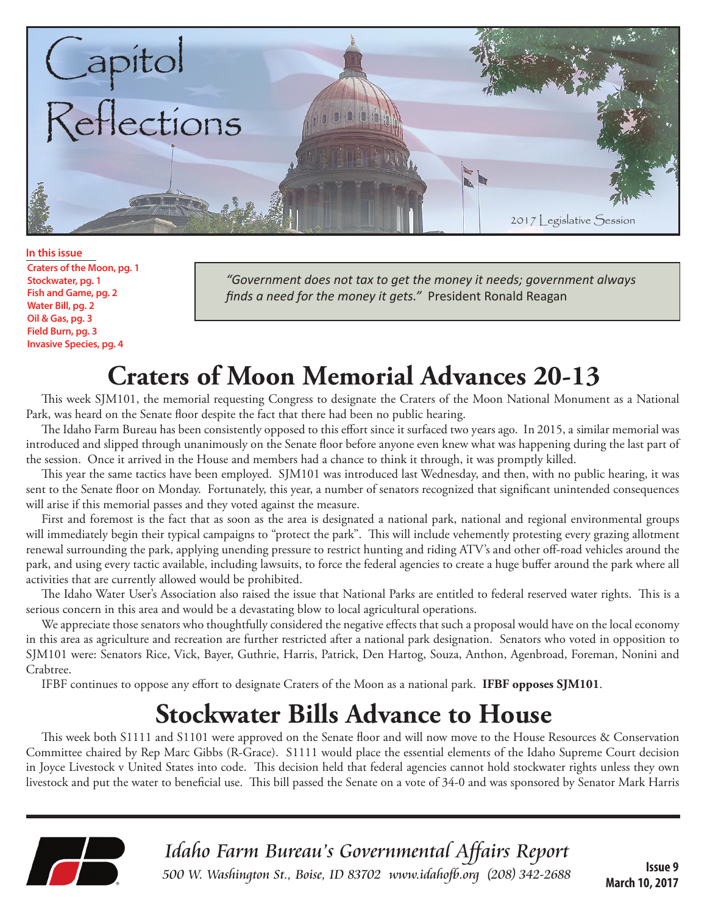# Capitol Reflections

2017 Legislative Session

**In this issue**

**Craters of the Moon, pg. 1**
**Stockwater, pg. 1**
**Fish and Game, pg. 2**
**Water Bill, pg. 2**
**Oil & Gas, pg. 3**
**Field Burn, pg. 3**
**Invasive Species, pg. 4**

> *"Government does not tax to get the money it needs; government always finds a need for the money it gets."* President Ronald Reagan

## Craters of Moon Memorial Advances 20-13

This week SJM101, the memorial requesting Congress to designate the Craters of the Moon National Monument as a National Park, was heard on the Senate floor despite the fact that there had been no public hearing.

The Idaho Farm Bureau has been consistently opposed to this effort since it surfaced two years ago. In 2015, a similar memorial was introduced and slipped through unanimously on the Senate floor before anyone even knew what was happening during the last part of the session. Once it arrived in the House and members had a chance to think it through, it was promptly killed.

This year the same tactics have been employed. SJM101 was introduced last Wednesday, and then, with no public hearing, it was sent to the Senate floor on Monday. Fortunately, this year, a number of senators recognized that significant unintended consequences will arise if this memorial passes and they voted against the measure.

First and foremost is the fact that as soon as the area is designated a national park, national and regional environmental groups will immediately begin their typical campaigns to "protect the park". This will include vehemently protesting every grazing allotment renewal surrounding the park, applying unending pressure to restrict hunting and riding ATV's and other off-road vehicles around the park, and using every tactic available, including lawsuits, to force the federal agencies to create a huge buffer around the park where all activities that are currently allowed would be prohibited.

The Idaho Water User's Association also raised the issue that National Parks are entitled to federal reserved water rights. This is a serious concern in this area and would be a devastating blow to local agricultural operations.

We appreciate those senators who thoughtfully considered the negative effects that such a proposal would have on the local economy in this area as agriculture and recreation are further restricted after a national park designation. Senators who voted in opposition to SJM101 were: Senators Rice, Vick, Bayer, Guthrie, Harris, Patrick, Den Hartog, Souza, Anthon, Agenbroad, Foreman, Nonini and Crabtree.

IFBF continues to oppose any effort to designate Craters of the Moon as a national park. **IFBF opposes SJM101**.

## Stockwater Bills Advance to House

This week both S1111 and S1101 were approved on the Senate floor and will now move to the House Resources & Conservation Committee chaired by Rep Marc Gibbs (R-Grace). S1111 would place the essential elements of the Idaho Supreme Court decision in Joyce Livestock v United States into code. This decision held that federal agencies cannot hold stockwater rights unless they own livestock and put the water to beneficial use. This bill passed the Senate on a vote of 34-0 and was sponsored by Senator Mark Harris

*Idaho Farm Bureau's Governmental Affairs Report*
*500 W. Washington St., Boise, ID 83702 www.idahofb.org (208) 342-2688*

**Issue 9**
**March 10, 2017**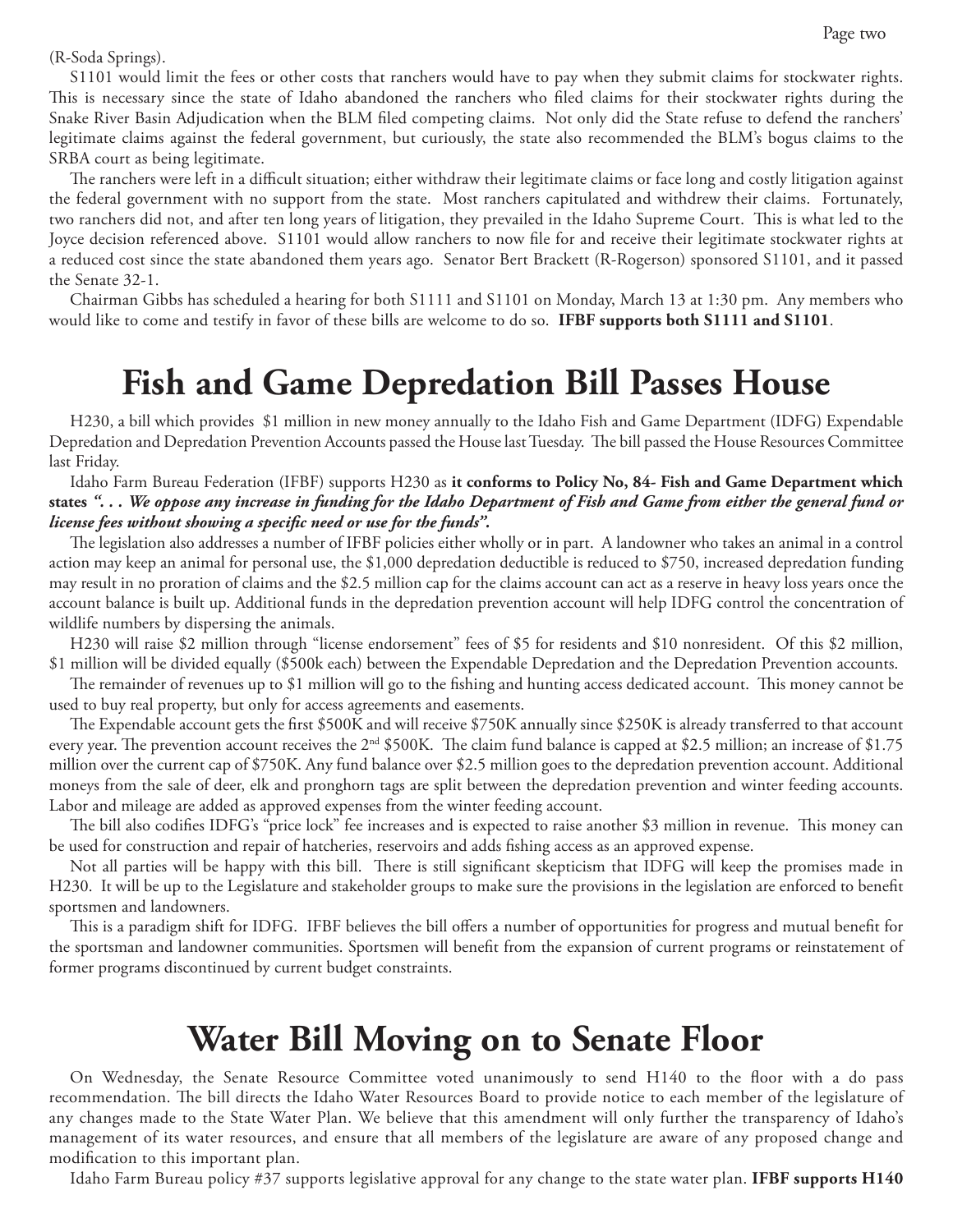(R-Soda Springs).

S1101 would limit the fees or other costs that ranchers would have to pay when they submit claims for stockwater rights. This is necessary since the state of Idaho abandoned the ranchers who filed claims for their stockwater rights during the Snake River Basin Adjudication when the BLM filed competing claims. Not only did the State refuse to defend the ranchers' legitimate claims against the federal government, but curiously, the state also recommended the BLM's bogus claims to the SRBA court as being legitimate.

The ranchers were left in a difficult situation; either withdraw their legitimate claims or face long and costly litigation against the federal government with no support from the state. Most ranchers capitulated and withdrew their claims. Fortunately, two ranchers did not, and after ten long years of litigation, they prevailed in the Idaho Supreme Court. This is what led to the Joyce decision referenced above. S1101 would allow ranchers to now file for and receive their legitimate stockwater rights at a reduced cost since the state abandoned them years ago. Senator Bert Brackett (R-Rogerson) sponsored S1101, and it passed the Senate 32-1.

Chairman Gibbs has scheduled a hearing for both S1111 and S1101 on Monday, March 13 at 1:30 pm. Any members who would like to come and testify in favor of these bills are welcome to do so. **IFBF supports both S1111 and S1101**.

# Fish and Game Depredation Bill Passes House

H230, a bill which provides $1 million in new money annually to the Idaho Fish and Game Department (IDFG) Expendable Depredation and Depredation Prevention Accounts passed the House last Tuesday. The bill passed the House Resources Committee last Friday.

Idaho Farm Bureau Federation (IFBF) supports H230 as **it conforms to Policy No, 84- Fish and Game Department which states *". . . We oppose any increase in funding for the Idaho Department of Fish and Game from either the general fund or license fees without showing a specific need or use for the funds".***

The legislation also addresses a number of IFBF policies either wholly or in part. A landowner who takes an animal in a control action may keep an animal for personal use, the $1,000 depredation deductible is reduced to $750, increased depredation funding may result in no proration of claims and the $2.5 million cap for the claims account can act as a reserve in heavy loss years once the account balance is built up. Additional funds in the depredation prevention account will help IDFG control the concentration of wildlife numbers by dispersing the animals.

H230 will raise $2 million through "license endorsement" fees of $5 for residents and $10 nonresident. Of this $2 million, $1 million will be divided equally ($500k each) between the Expendable Depredation and the Depredation Prevention accounts.

The remainder of revenues up to $1 million will go to the fishing and hunting access dedicated account. This money cannot be used to buy real property, but only for access agreements and easements.

The Expendable account gets the first $500K and will receive $750K annually since $250K is already transferred to that account every year. The prevention account receives the 2nd $500K. The claim fund balance is capped at $2.5 million; an increase of $1.75 million over the current cap of $750K. Any fund balance over $2.5 million goes to the depredation prevention account. Additional moneys from the sale of deer, elk and pronghorn tags are split between the depredation prevention and winter feeding accounts. Labor and mileage are added as approved expenses from the winter feeding account.

The bill also codifies IDFG's "price lock" fee increases and is expected to raise another $3 million in revenue. This money can be used for construction and repair of hatcheries, reservoirs and adds fishing access as an approved expense.

Not all parties will be happy with this bill. There is still significant skepticism that IDFG will keep the promises made in H230. It will be up to the Legislature and stakeholder groups to make sure the provisions in the legislation are enforced to benefit sportsmen and landowners.

This is a paradigm shift for IDFG. IFBF believes the bill offers a number of opportunities for progress and mutual benefit for the sportsman and landowner communities. Sportsmen will benefit from the expansion of current programs or reinstatement of former programs discontinued by current budget constraints.

# Water Bill Moving on to Senate Floor

On Wednesday, the Senate Resource Committee voted unanimously to send H140 to the floor with a do pass recommendation. The bill directs the Idaho Water Resources Board to provide notice to each member of the legislature of any changes made to the State Water Plan. We believe that this amendment will only further the transparency of Idaho's management of its water resources, and ensure that all members of the legislature are aware of any proposed change and modification to this important plan.

Idaho Farm Bureau policy #37 supports legislative approval for any change to the state water plan. **IFBF supports H140**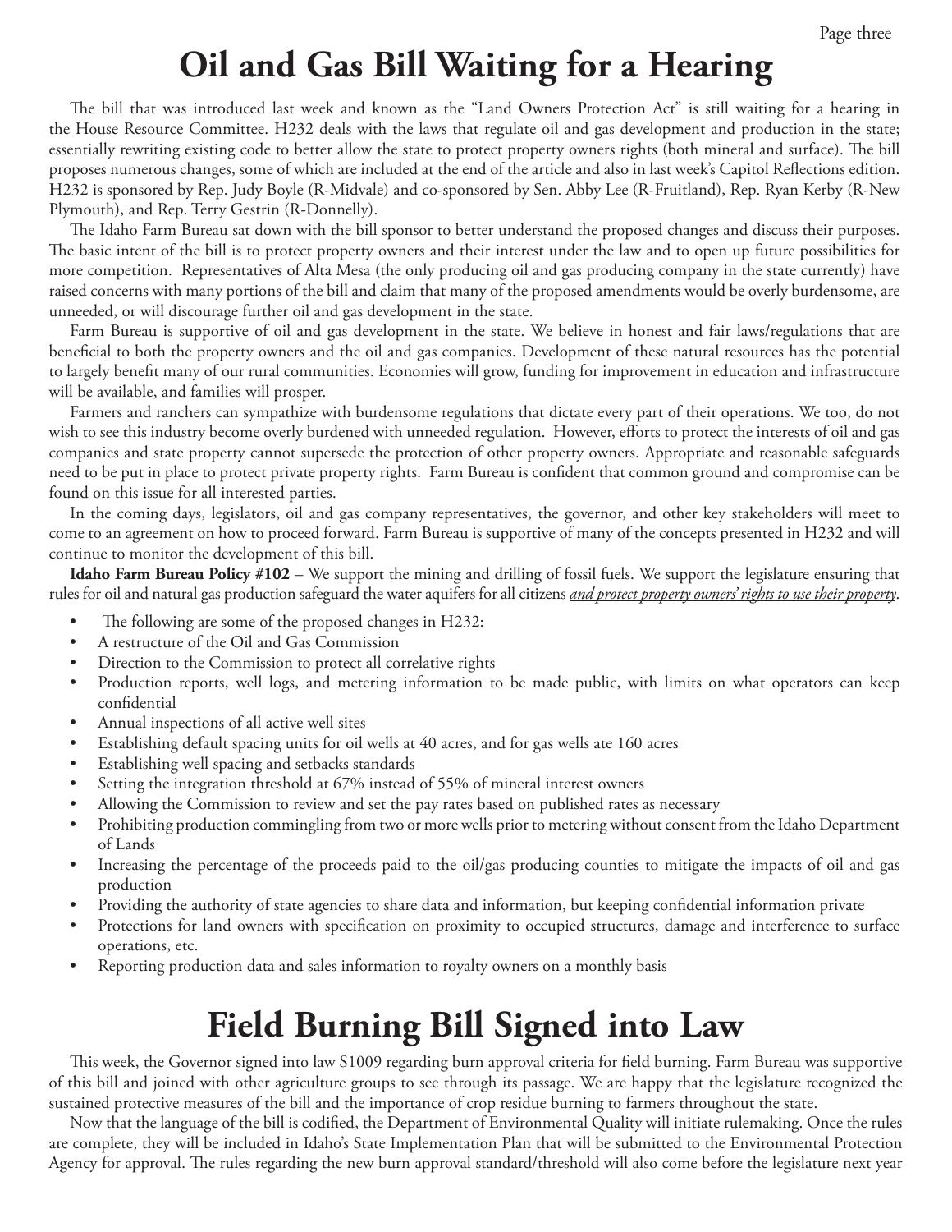# Oil and Gas Bill Waiting for a Hearing

The bill that was introduced last week and known as the "Land Owners Protection Act" is still waiting for a hearing in the House Resource Committee. H232 deals with the laws that regulate oil and gas development and production in the state; essentially rewriting existing code to better allow the state to protect property owners rights (both mineral and surface). The bill proposes numerous changes, some of which are included at the end of the article and also in last week's Capitol Reflections edition. H232 is sponsored by Rep. Judy Boyle (R-Midvale) and co-sponsored by Sen. Abby Lee (R-Fruitland), Rep. Ryan Kerby (R-New Plymouth), and Rep. Terry Gestrin (R-Donnelly).

The Idaho Farm Bureau sat down with the bill sponsor to better understand the proposed changes and discuss their purposes. The basic intent of the bill is to protect property owners and their interest under the law and to open up future possibilities for more competition. Representatives of Alta Mesa (the only producing oil and gas producing company in the state currently) have raised concerns with many portions of the bill and claim that many of the proposed amendments would be overly burdensome, are unneeded, or will discourage further oil and gas development in the state.

Farm Bureau is supportive of oil and gas development in the state. We believe in honest and fair laws/regulations that are beneficial to both the property owners and the oil and gas companies. Development of these natural resources has the potential to largely benefit many of our rural communities. Economies will grow, funding for improvement in education and infrastructure will be available, and families will prosper.

Farmers and ranchers can sympathize with burdensome regulations that dictate every part of their operations. We too, do not wish to see this industry become overly burdened with unneeded regulation. However, efforts to protect the interests of oil and gas companies and state property cannot supersede the protection of other property owners. Appropriate and reasonable safeguards need to be put in place to protect private property rights. Farm Bureau is confident that common ground and compromise can be found on this issue for all interested parties.

In the coming days, legislators, oil and gas company representatives, the governor, and other key stakeholders will meet to come to an agreement on how to proceed forward. Farm Bureau is supportive of many of the concepts presented in H232 and will continue to monitor the development of this bill.

**Idaho Farm Bureau Policy #102** – We support the mining and drilling of fossil fuels. We support the legislature ensuring that rules for oil and natural gas production safeguard the water aquifers for all citizens ***and protect property owners' rights to use their property***.

- The following are some of the proposed changes in H232:
- A restructure of the Oil and Gas Commission
- Direction to the Commission to protect all correlative rights
- Production reports, well logs, and metering information to be made public, with limits on what operators can keep confidential
- Annual inspections of all active well sites
- Establishing default spacing units for oil wells at 40 acres, and for gas wells ate 160 acres
- Establishing well spacing and setbacks standards
- Setting the integration threshold at 67% instead of 55% of mineral interest owners
- Allowing the Commission to review and set the pay rates based on published rates as necessary
- Prohibiting production commingling from two or more wells prior to metering without consent from the Idaho Department of Lands
- Increasing the percentage of the proceeds paid to the oil/gas producing counties to mitigate the impacts of oil and gas production
- Providing the authority of state agencies to share data and information, but keeping confidential information private
- Protections for land owners with specification on proximity to occupied structures, damage and interference to surface operations, etc.
- Reporting production data and sales information to royalty owners on a monthly basis

# Field Burning Bill Signed into Law

This week, the Governor signed into law S1009 regarding burn approval criteria for field burning. Farm Bureau was supportive of this bill and joined with other agriculture groups to see through its passage. We are happy that the legislature recognized the sustained protective measures of the bill and the importance of crop residue burning to farmers throughout the state.

Now that the language of the bill is codified, the Department of Environmental Quality will initiate rulemaking. Once the rules are complete, they will be included in Idaho's State Implementation Plan that will be submitted to the Environmental Protection Agency for approval. The rules regarding the new burn approval standard/threshold will also come before the legislature next year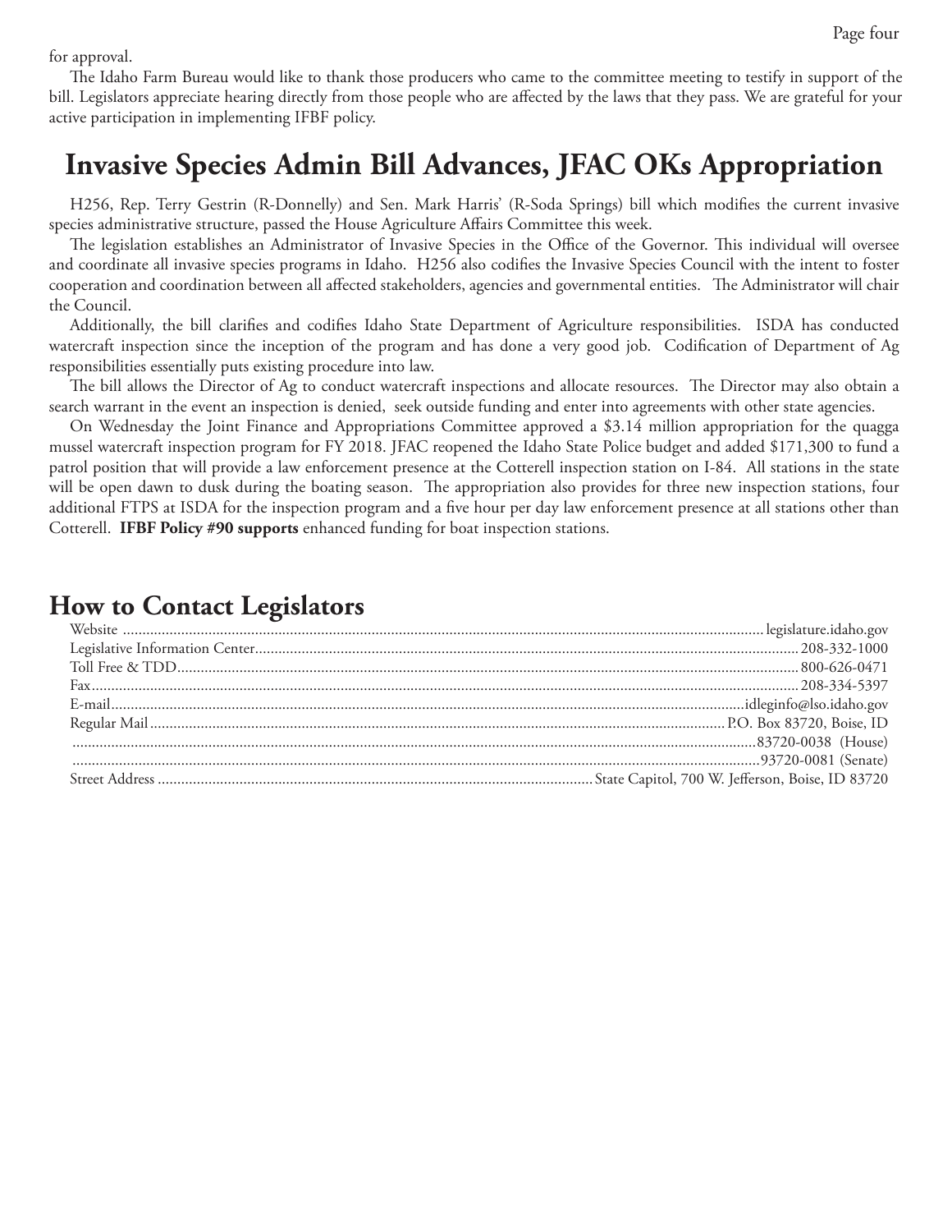for approval.

The Idaho Farm Bureau would like to thank those producers who came to the committee meeting to testify in support of the bill. Legislators appreciate hearing directly from those people who are affected by the laws that they pass. We are grateful for your active participation in implementing IFBF policy.

# Invasive Species Admin Bill Advances, JFAC OKs Appropriation

H256, Rep. Terry Gestrin (R-Donnelly) and Sen. Mark Harris' (R-Soda Springs) bill which modifies the current invasive species administrative structure, passed the House Agriculture Affairs Committee this week.

The legislation establishes an Administrator of Invasive Species in the Office of the Governor. This individual will oversee and coordinate all invasive species programs in Idaho. H256 also codifies the Invasive Species Council with the intent to foster cooperation and coordination between all affected stakeholders, agencies and governmental entities. The Administrator will chair the Council.

Additionally, the bill clarifies and codifies Idaho State Department of Agriculture responsibilities. ISDA has conducted watercraft inspection since the inception of the program and has done a very good job. Codification of Department of Ag responsibilities essentially puts existing procedure into law.

The bill allows the Director of Ag to conduct watercraft inspections and allocate resources. The Director may also obtain a search warrant in the event an inspection is denied, seek outside funding and enter into agreements with other state agencies.

On Wednesday the Joint Finance and Appropriations Committee approved a $3.14 million appropriation for the quagga mussel watercraft inspection program for FY 2018. JFAC reopened the Idaho State Police budget and added $171,300 to fund a patrol position that will provide a law enforcement presence at the Cotterell inspection station on I-84. All stations in the state will be open dawn to dusk during the boating season. The appropriation also provides for three new inspection stations, four additional FTPS at ISDA for the inspection program and a five hour per day law enforcement presence at all stations other than Cotterell. **IFBF Policy #90 supports** enhanced funding for boat inspection stations.

## How to Contact Legislators

Website ........ legislature.idaho.gov
Legislative Information Center........ 208-332-1000
Toll Free & TDD........ 800-626-0471
Fax........ 208-334-5397
E-mail........ idleginfo@lso.idaho.gov
Regular Mail........ P.O. Box 83720, Boise, ID
........ 83720-0038 (House)
........ 93720-0081 (Senate)
Street Address ........ State Capitol, 700 W. Jefferson, Boise, ID 83720